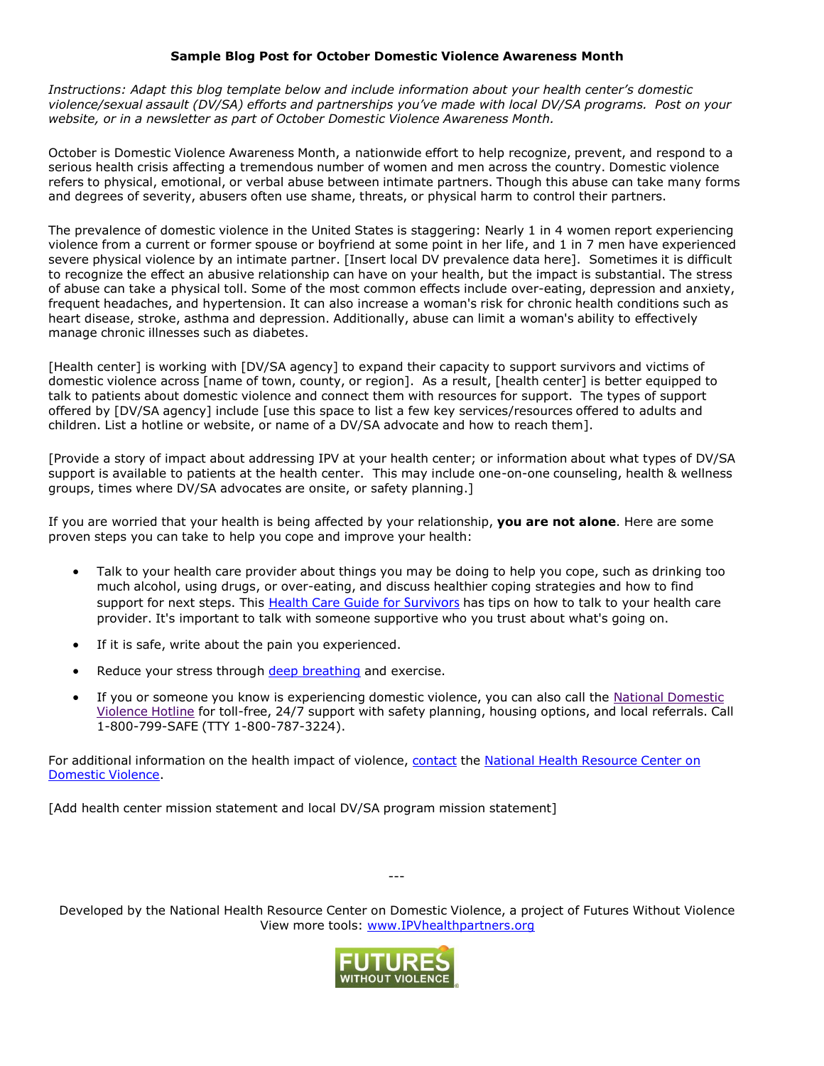**Sample Blog Post for October Domestic Violence Awareness Month**

*Instructions: Adapt this blog template below and include information about your health center's domestic violence/sexual assault (DV/SA) efforts and partnerships you've made with local DV/SA programs. Post on your website, or in a newsletter as part of October Domestic Violence Awareness Month.*

October is Domestic Violence Awareness Month, a nationwide effort to help recognize, prevent, and respond to a serious health crisis affecting a tremendous number of women and men across the country. Domestic violence refers to physical, emotional, or verbal abuse between intimate partners. Though this abuse can take many forms and degrees of severity, abusers often use shame, threats, or physical harm to control their partners.

The prevalence of domestic violence in the United States is staggering: Nearly 1 in 4 women report experiencing violence from a current or former spouse or boyfriend at some point in her life, and 1 in 7 men have experienced severe physical violence by an intimate partner. [Insert local DV prevalence data here]. Sometimes it is difficult to recognize the effect an abusive relationship can have on your health, but the impact is substantial. The stress of abuse can take a physical toll. Some of the most common effects include over-eating, depression and anxiety, frequent headaches, and hypertension. It can also increase a woman's risk for chronic health conditions such as heart disease, stroke, asthma and depression. Additionally, abuse can limit a woman's ability to effectively manage chronic illnesses such as diabetes.

[Health center] is working with [DV/SA agency] to expand their capacity to support survivors and victims of domestic violence across [name of town, county, or region]. As a result, [health center] is better equipped to talk to patients about domestic violence and connect them with resources for support. The types of support offered by [DV/SA agency] include [use this space to list a few key services/resources offered to adults and children. List a hotline or website, or name of a DV/SA advocate and how to reach them].

[Provide a story of impact about addressing IPV at your health center; or information about what types of DV/SA support is available to patients at the health center. This may include one-on-one counseling, health & wellness groups, times where DV/SA advocates are onsite, or safety planning.]

If you are worried that your health is being affected by your relationship, **you are not alone**. Here are some proven steps you can take to help you cope and improve your health:

- Talk to your health care provider about things you may be doing to help you cope, such as drinking too much alcohol, using drugs, or over-eating, and discuss healthier coping strategies and how to find support for next steps. This Health Care Guide for Survivors has tips on how to talk to your health care provider. It's important to talk with someone supportive who you trust about what's going on.
- If it is safe, write about the pain you experienced.
- Reduce your stress through deep breathing and exercise.
- If you or someone you know is experiencing domestic violence, you can also call the National Domestic Violence Hotline for toll-free, 24/7 support with safety planning, housing options, and local referrals. Call 1-800-799-SAFE (TTY 1-800-787-3224).

For additional information on the health impact of violence, contact the National Health Resource Center on Domestic Violence.

[Add health center mission statement and local DV/SA program mission statement]

---

Developed by the National Health Resource Center on Domestic Violence, a project of Futures Without Violence
View more tools: www.IPVhealthpartners.org

FUTURES WITHOUT VIOLENCE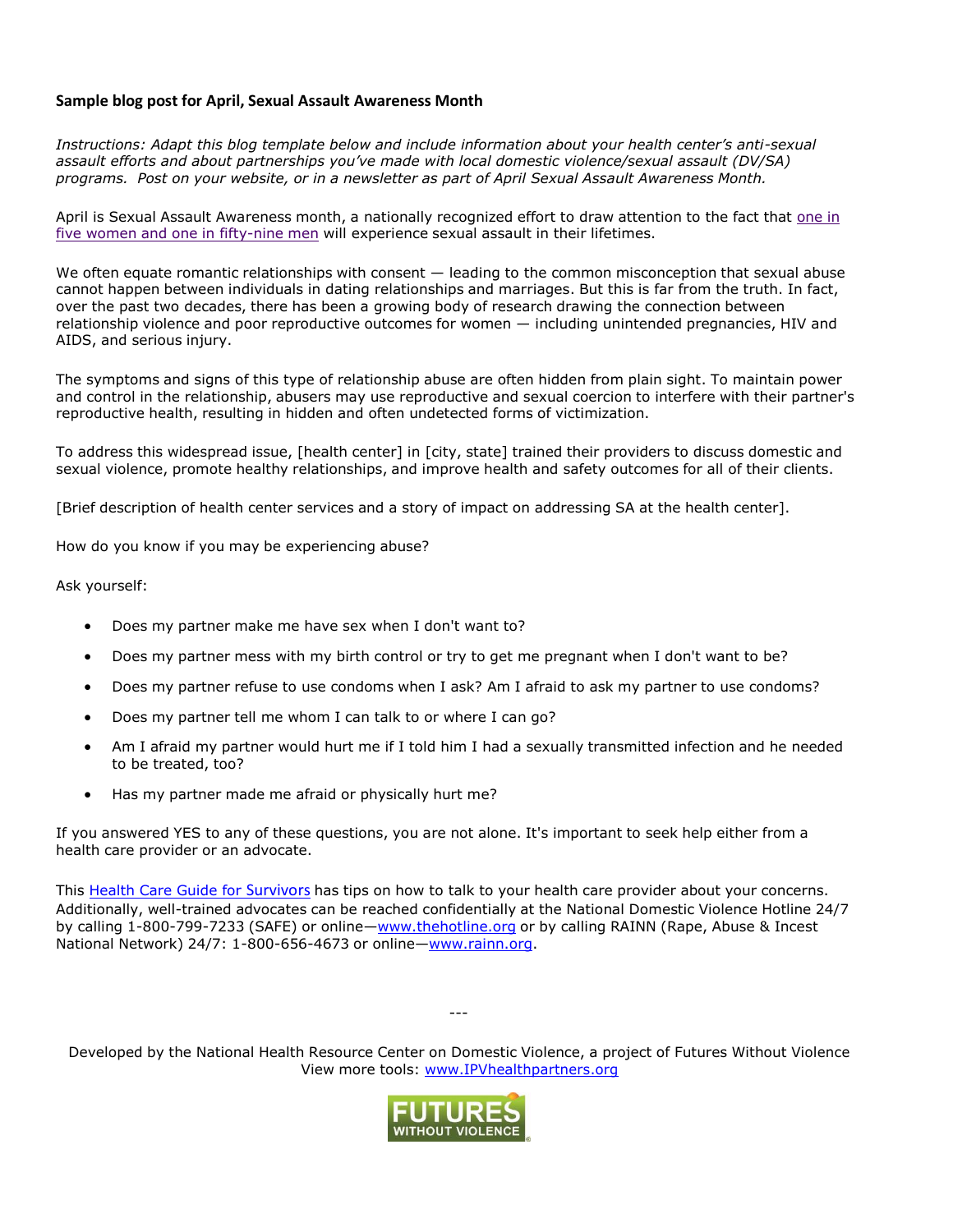**Sample blog post for April, Sexual Assault Awareness Month**

*Instructions: Adapt this blog template below and include information about your health center's anti-sexual assault efforts and about partnerships you've made with local domestic violence/sexual assault (DV/SA) programs. Post on your website, or in a newsletter as part of April Sexual Assault Awareness Month.*

April is Sexual Assault Awareness month, a nationally recognized effort to draw attention to the fact that one in five women and one in fifty-nine men will experience sexual assault in their lifetimes.

We often equate romantic relationships with consent — leading to the common misconception that sexual abuse cannot happen between individuals in dating relationships and marriages. But this is far from the truth. In fact, over the past two decades, there has been a growing body of research drawing the connection between relationship violence and poor reproductive outcomes for women — including unintended pregnancies, HIV and AIDS, and serious injury.

The symptoms and signs of this type of relationship abuse are often hidden from plain sight. To maintain power and control in the relationship, abusers may use reproductive and sexual coercion to interfere with their partner's reproductive health, resulting in hidden and often undetected forms of victimization.

To address this widespread issue, [health center] in [city, state] trained their providers to discuss domestic and sexual violence, promote healthy relationships, and improve health and safety outcomes for all of their clients.

[Brief description of health center services and a story of impact on addressing SA at the health center].

How do you know if you may be experiencing abuse?

Ask yourself:

- Does my partner make me have sex when I don't want to?
- Does my partner mess with my birth control or try to get me pregnant when I don't want to be?
- Does my partner refuse to use condoms when I ask? Am I afraid to ask my partner to use condoms?
- Does my partner tell me whom I can talk to or where I can go?
- Am I afraid my partner would hurt me if I told him I had a sexually transmitted infection and he needed to be treated, too?
- Has my partner made me afraid or physically hurt me?

If you answered YES to any of these questions, you are not alone. It's important to seek help either from a health care provider or an advocate.

This Health Care Guide for Survivors has tips on how to talk to your health care provider about your concerns. Additionally, well-trained advocates can be reached confidentially at the National Domestic Violence Hotline 24/7 by calling 1-800-799-7233 (SAFE) or online—www.thehotline.org or by calling RAINN (Rape, Abuse & Incest National Network) 24/7: 1-800-656-4673 or online—www.rainn.org.

---

Developed by the National Health Resource Center on Domestic Violence, a project of Futures Without Violence
View more tools: www.IPVhealthpartners.org

FUTURES WITHOUT VIOLENCE